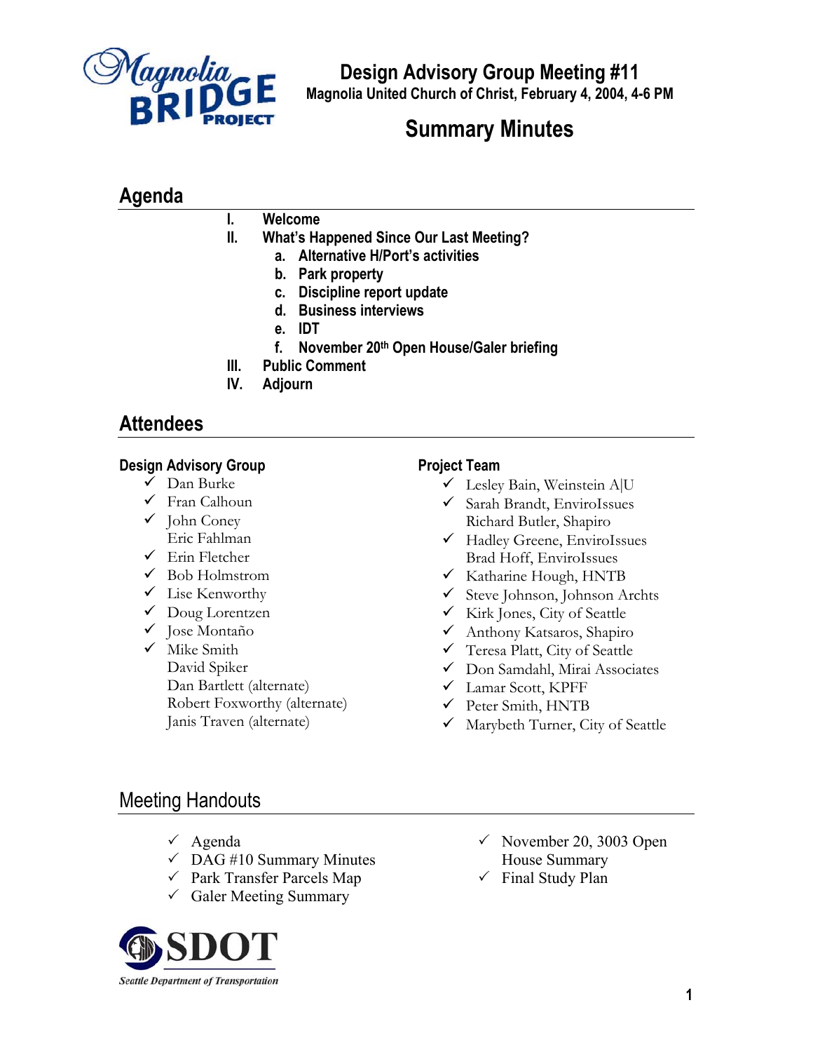# Design Advisory Group Meeting #11

Magnolia United Church of Christ, February 4, 2004, 4-6 PM

# Summary Minutes

## Agenda

- I. Welcome
- II. What's Happened Since Our Last Meeting?
  - a. Alternative H/Port's activities
  - b. Park property
  - c. Discipline report update
  - d. Business interviews
  - e. IDT
  - f. November 20th Open House/Galer briefing
- III. Public Comment
- IV. Adjourn

## Attendees

### Design Advisory Group

- ✓ Dan Burke
- ✓ Fran Calhoun
- ✓ John Coney
- Eric Fahlman
- ✓ Erin Fletcher
- ✓ Bob Holmstrom
- ✓ Lise Kenworthy
- ✓ Doug Lorentzen
- ✓ Jose Montaño
- ✓ Mike Smith
- David Spiker
- Dan Bartlett (alternate)
- Robert Foxworthy (alternate)
- Janis Traven (alternate)

### Project Team

- ✓ Lesley Bain, Weinstein A|U
- ✓ Sarah Brandt, EnviroIssues
- Richard Butler, Shapiro
- ✓ Hadley Greene, EnviroIssues
- Brad Hoff, EnviroIssues
- ✓ Katharine Hough, HNTB
- ✓ Steve Johnson, Johnson Archts
- ✓ Kirk Jones, City of Seattle
- ✓ Anthony Katsaros, Shapiro
- ✓ Teresa Platt, City of Seattle
- ✓ Don Samdahl, Mirai Associates
- ✓ Lamar Scott, KPFF
- ✓ Peter Smith, HNTB
- ✓ Marybeth Turner, City of Seattle

## Meeting Handouts

- ✓ Agenda
- ✓ DAG #10 Summary Minutes
- ✓ Park Transfer Parcels Map
- ✓ Galer Meeting Summary
- ✓ November 20, 3003 Open House Summary
- ✓ Final Study Plan

SDOT
Seattle Department of Transportation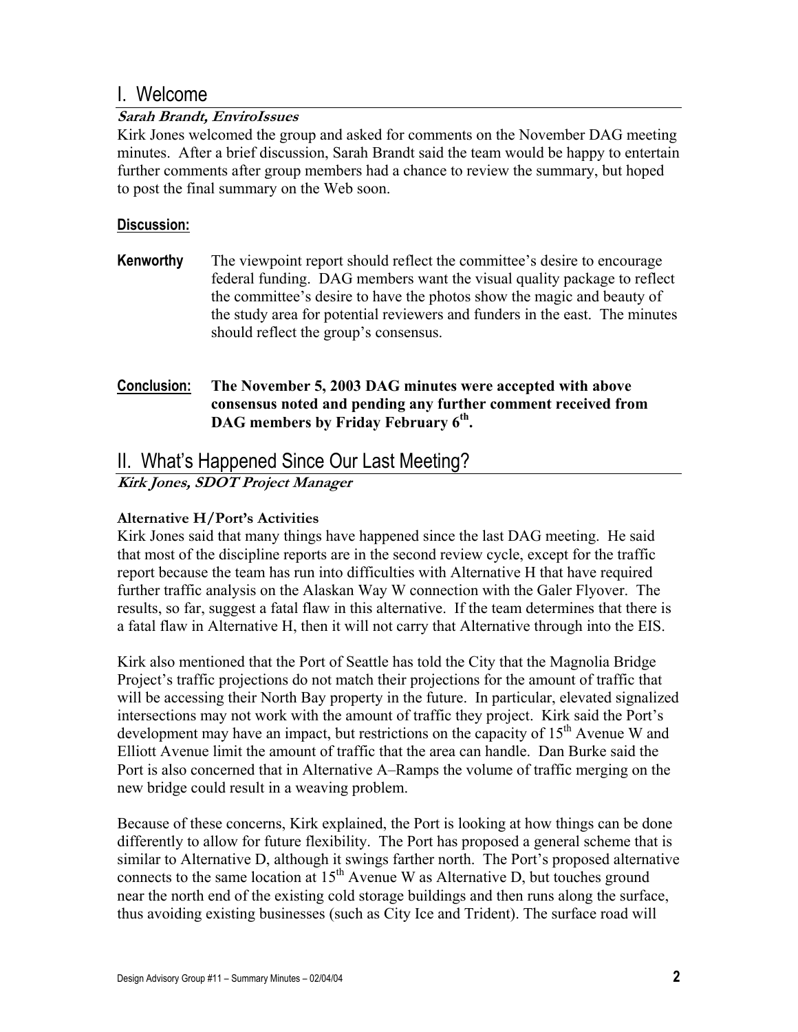## I. Welcome

***Sarah Brandt, EnviroIssues***

Kirk Jones welcomed the group and asked for comments on the November DAG meeting minutes. After a brief discussion, Sarah Brandt said the team would be happy to entertain further comments after group members had a chance to review the summary, but hoped to post the final summary on the Web soon.

**Discussion:**

**Kenworthy** The viewpoint report should reflect the committee's desire to encourage federal funding. DAG members want the visual quality package to reflect the committee's desire to have the photos show the magic and beauty of the study area for potential reviewers and funders in the east. The minutes should reflect the group's consensus.

**Conclusion:** **The November 5, 2003 DAG minutes were accepted with above consensus noted and pending any further comment received from DAG members by Friday February 6th.**

## II. What's Happened Since Our Last Meeting?

***Kirk Jones, SDOT Project Manager***

**Alternative H/Port's Activities**

Kirk Jones said that many things have happened since the last DAG meeting. He said that most of the discipline reports are in the second review cycle, except for the traffic report because the team has run into difficulties with Alternative H that have required further traffic analysis on the Alaskan Way W connection with the Galer Flyover. The results, so far, suggest a fatal flaw in this alternative. If the team determines that there is a fatal flaw in Alternative H, then it will not carry that Alternative through into the EIS.

Kirk also mentioned that the Port of Seattle has told the City that the Magnolia Bridge Project's traffic projections do not match their projections for the amount of traffic that will be accessing their North Bay property in the future. In particular, elevated signalized intersections may not work with the amount of traffic they project. Kirk said the Port's development may have an impact, but restrictions on the capacity of 15th Avenue W and Elliott Avenue limit the amount of traffic that the area can handle. Dan Burke said the Port is also concerned that in Alternative A–Ramps the volume of traffic merging on the new bridge could result in a weaving problem.

Because of these concerns, Kirk explained, the Port is looking at how things can be done differently to allow for future flexibility. The Port has proposed a general scheme that is similar to Alternative D, although it swings farther north. The Port's proposed alternative connects to the same location at 15th Avenue W as Alternative D, but touches ground near the north end of the existing cold storage buildings and then runs along the surface, thus avoiding existing businesses (such as City Ice and Trident). The surface road will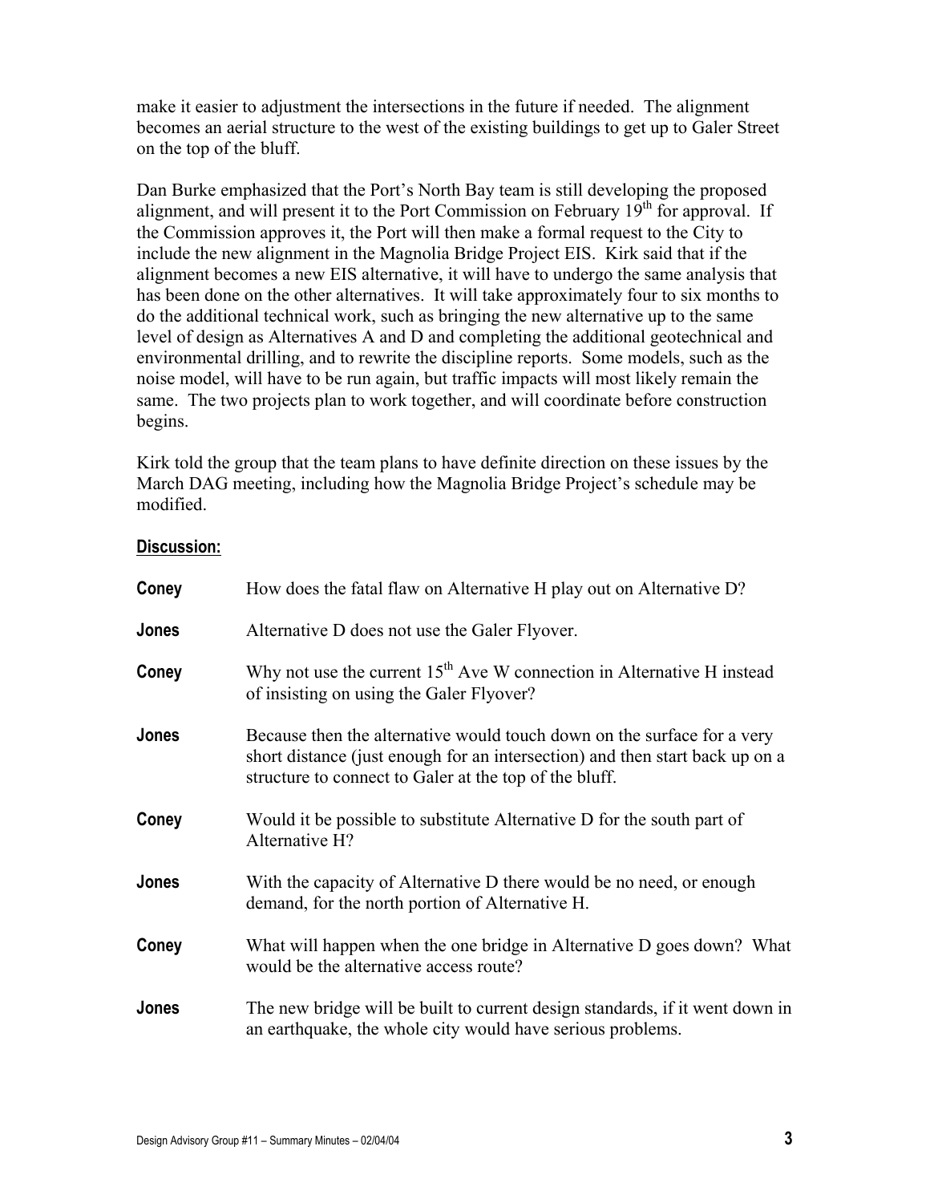make it easier to adjustment the intersections in the future if needed. The alignment becomes an aerial structure to the west of the existing buildings to get up to Galer Street on the top of the bluff.

Dan Burke emphasized that the Port's North Bay team is still developing the proposed alignment, and will present it to the Port Commission on February 19th for approval. If the Commission approves it, the Port will then make a formal request to the City to include the new alignment in the Magnolia Bridge Project EIS. Kirk said that if the alignment becomes a new EIS alternative, it will have to undergo the same analysis that has been done on the other alternatives. It will take approximately four to six months to do the additional technical work, such as bringing the new alternative up to the same level of design as Alternatives A and D and completing the additional geotechnical and environmental drilling, and to rewrite the discipline reports. Some models, such as the noise model, will have to be run again, but traffic impacts will most likely remain the same. The two projects plan to work together, and will coordinate before construction begins.

Kirk told the group that the team plans to have definite direction on these issues by the March DAG meeting, including how the Magnolia Bridge Project's schedule may be modified.

**Discussion:**

**Coney** How does the fatal flaw on Alternative H play out on Alternative D?

**Jones** Alternative D does not use the Galer Flyover.

**Coney** Why not use the current 15th Ave W connection in Alternative H instead of insisting on using the Galer Flyover?

**Jones** Because then the alternative would touch down on the surface for a very short distance (just enough for an intersection) and then start back up on a structure to connect to Galer at the top of the bluff.

**Coney** Would it be possible to substitute Alternative D for the south part of Alternative H?

**Jones** With the capacity of Alternative D there would be no need, or enough demand, for the north portion of Alternative H.

**Coney** What will happen when the one bridge in Alternative D goes down? What would be the alternative access route?

**Jones** The new bridge will be built to current design standards, if it went down in an earthquake, the whole city would have serious problems.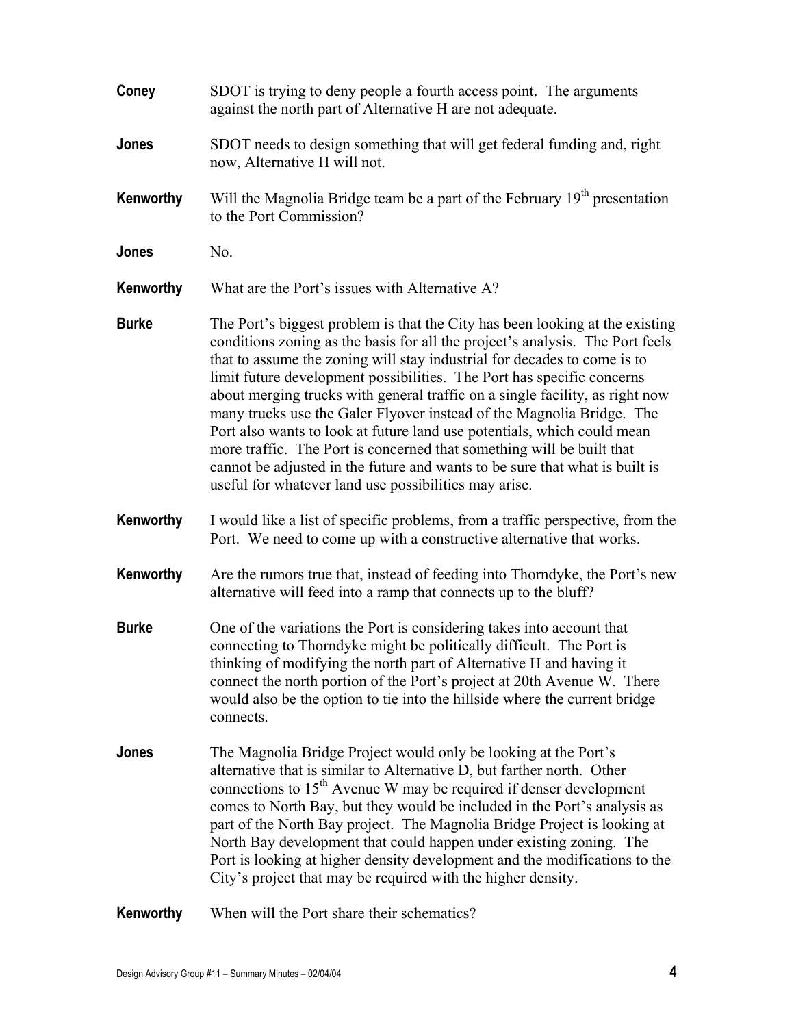**Coney** SDOT is trying to deny people a fourth access point. The arguments against the north part of Alternative H are not adequate.

**Jones** SDOT needs to design something that will get federal funding and, right now, Alternative H will not.

**Kenworthy** Will the Magnolia Bridge team be a part of the February 19th presentation to the Port Commission?

**Jones** No.

**Kenworthy** What are the Port's issues with Alternative A?

**Burke** The Port's biggest problem is that the City has been looking at the existing conditions zoning as the basis for all the project's analysis. The Port feels that to assume the zoning will stay industrial for decades to come is to limit future development possibilities. The Port has specific concerns about merging trucks with general traffic on a single facility, as right now many trucks use the Galer Flyover instead of the Magnolia Bridge. The Port also wants to look at future land use potentials, which could mean more traffic. The Port is concerned that something will be built that cannot be adjusted in the future and wants to be sure that what is built is useful for whatever land use possibilities may arise.

**Kenworthy** I would like a list of specific problems, from a traffic perspective, from the Port. We need to come up with a constructive alternative that works.

**Kenworthy** Are the rumors true that, instead of feeding into Thorndyke, the Port's new alternative will feed into a ramp that connects up to the bluff?

**Burke** One of the variations the Port is considering takes into account that connecting to Thorndyke might be politically difficult. The Port is thinking of modifying the north part of Alternative H and having it connect the north portion of the Port's project at 20th Avenue W. There would also be the option to tie into the hillside where the current bridge connects.

**Jones** The Magnolia Bridge Project would only be looking at the Port's alternative that is similar to Alternative D, but farther north. Other connections to 15th Avenue W may be required if denser development comes to North Bay, but they would be included in the Port's analysis as part of the North Bay project. The Magnolia Bridge Project is looking at North Bay development that could happen under existing zoning. The Port is looking at higher density development and the modifications to the City's project that may be required with the higher density.

**Kenworthy** When will the Port share their schematics?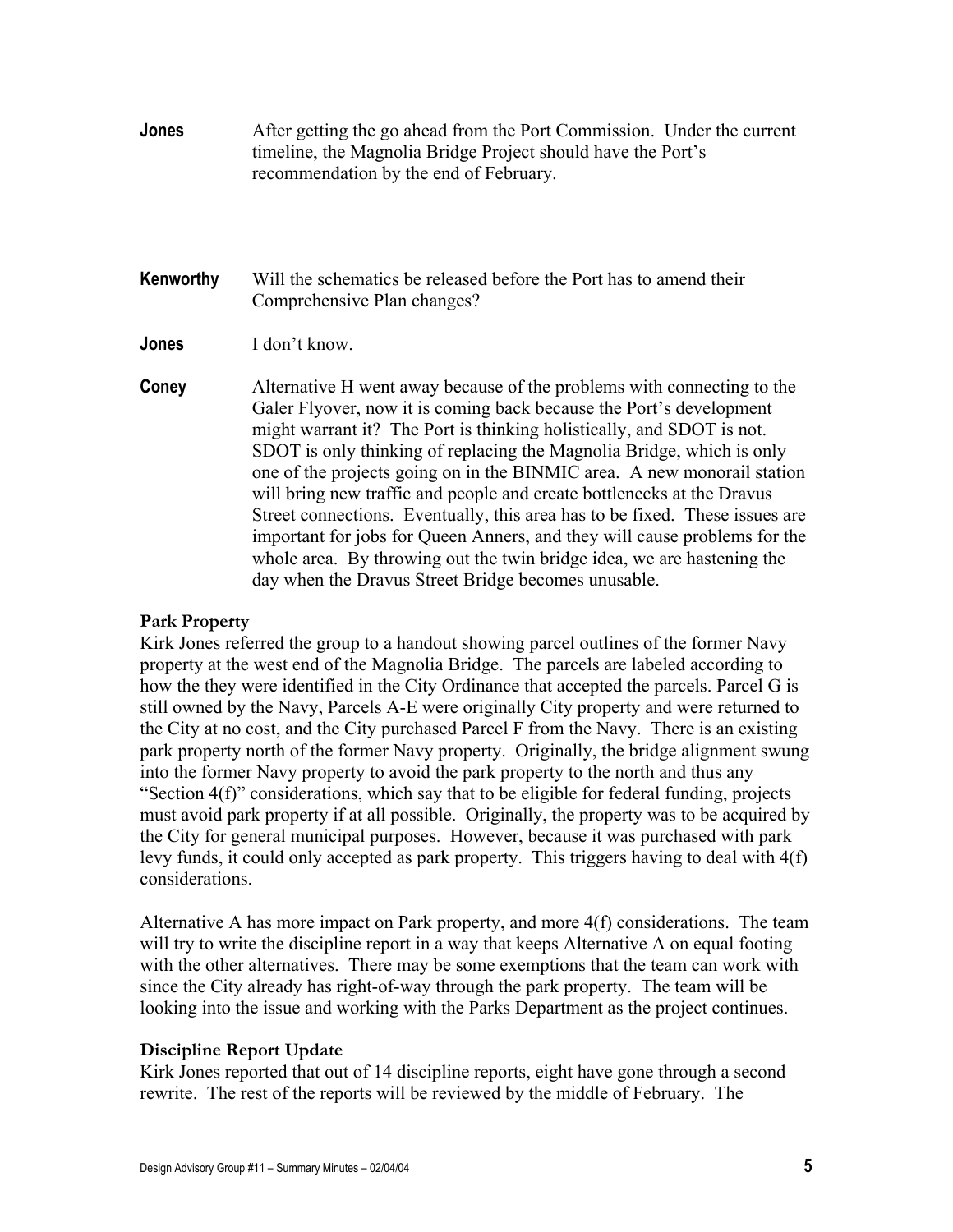**Jones** After getting the go ahead from the Port Commission. Under the current timeline, the Magnolia Bridge Project should have the Port's recommendation by the end of February.

**Kenworthy** Will the schematics be released before the Port has to amend their Comprehensive Plan changes?

**Jones** I don't know.

**Coney** Alternative H went away because of the problems with connecting to the Galer Flyover, now it is coming back because the Port's development might warrant it? The Port is thinking holistically, and SDOT is not. SDOT is only thinking of replacing the Magnolia Bridge, which is only one of the projects going on in the BINMIC area. A new monorail station will bring new traffic and people and create bottlenecks at the Dravus Street connections. Eventually, this area has to be fixed. These issues are important for jobs for Queen Anners, and they will cause problems for the whole area. By throwing out the twin bridge idea, we are hastening the day when the Dravus Street Bridge becomes unusable.

**Park Property**

Kirk Jones referred the group to a handout showing parcel outlines of the former Navy property at the west end of the Magnolia Bridge. The parcels are labeled according to how the they were identified in the City Ordinance that accepted the parcels. Parcel G is still owned by the Navy, Parcels A-E were originally City property and were returned to the City at no cost, and the City purchased Parcel F from the Navy. There is an existing park property north of the former Navy property. Originally, the bridge alignment swung into the former Navy property to avoid the park property to the north and thus any "Section 4(f)" considerations, which say that to be eligible for federal funding, projects must avoid park property if at all possible. Originally, the property was to be acquired by the City for general municipal purposes. However, because it was purchased with park levy funds, it could only accepted as park property. This triggers having to deal with 4(f) considerations.

Alternative A has more impact on Park property, and more 4(f) considerations. The team will try to write the discipline report in a way that keeps Alternative A on equal footing with the other alternatives. There may be some exemptions that the team can work with since the City already has right-of-way through the park property. The team will be looking into the issue and working with the Parks Department as the project continues.

**Discipline Report Update**

Kirk Jones reported that out of 14 discipline reports, eight have gone through a second rewrite. The rest of the reports will be reviewed by the middle of February. The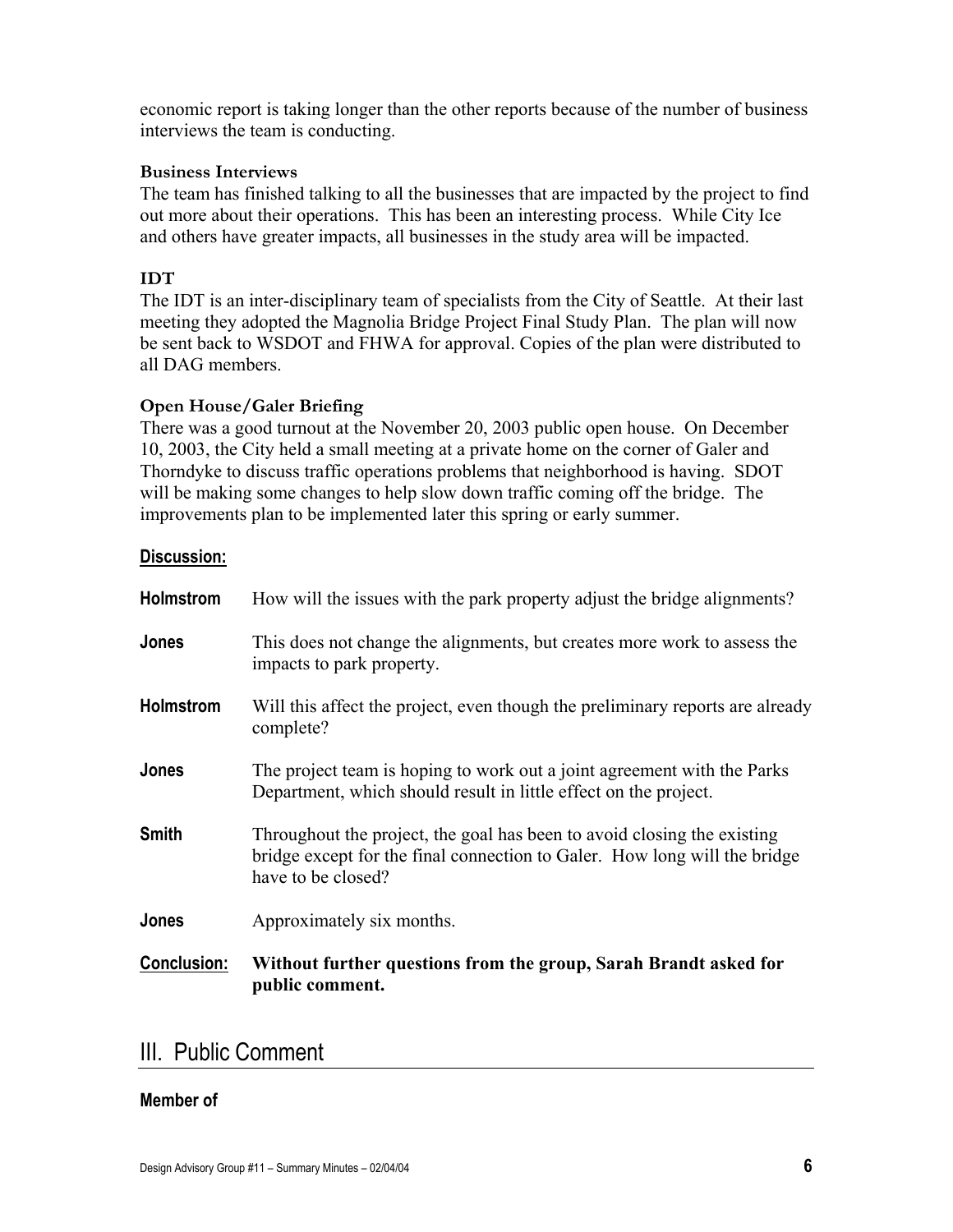economic report is taking longer than the other reports because of the number of business interviews the team is conducting.

**Business Interviews**

The team has finished talking to all the businesses that are impacted by the project to find out more about their operations. This has been an interesting process. While City Ice and others have greater impacts, all businesses in the study area will be impacted.

**IDT**

The IDT is an inter-disciplinary team of specialists from the City of Seattle. At their last meeting they adopted the Magnolia Bridge Project Final Study Plan. The plan will now be sent back to WSDOT and FHWA for approval. Copies of the plan were distributed to all DAG members.

**Open House/Galer Briefing**

There was a good turnout at the November 20, 2003 public open house. On December 10, 2003, the City held a small meeting at a private home on the corner of Galer and Thorndyke to discuss traffic operations problems that neighborhood is having. SDOT will be making some changes to help slow down traffic coming off the bridge. The improvements plan to be implemented later this spring or early summer.

**Discussion:**

**Holmstrom** How will the issues with the park property adjust the bridge alignments?

**Jones** This does not change the alignments, but creates more work to assess the impacts to park property.

**Holmstrom** Will this affect the project, even though the preliminary reports are already complete?

**Jones** The project team is hoping to work out a joint agreement with the Parks Department, which should result in little effect on the project.

**Smith** Throughout the project, the goal has been to avoid closing the existing bridge except for the final connection to Galer. How long will the bridge have to be closed?

**Jones** Approximately six months.

**Conclusion:** **Without further questions from the group, Sarah Brandt asked for public comment.**

## III. Public Comment

**Member of**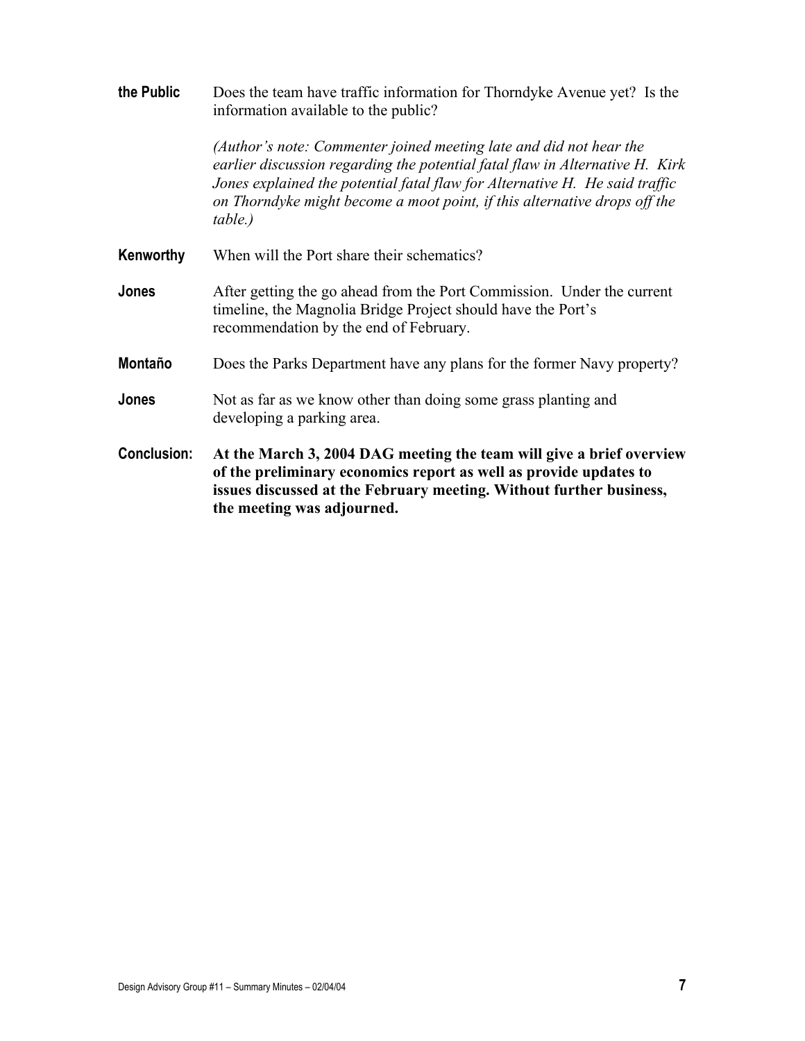**the Public** Does the team have traffic information for Thorndyke Avenue yet? Is the information available to the public?

*(Author's note: Commenter joined meeting late and did not hear the earlier discussion regarding the potential fatal flaw in Alternative H. Kirk Jones explained the potential fatal flaw for Alternative H. He said traffic on Thorndyke might become a moot point, if this alternative drops off the table.)*

**Kenworthy** When will the Port share their schematics?

**Jones** After getting the go ahead from the Port Commission. Under the current timeline, the Magnolia Bridge Project should have the Port's recommendation by the end of February.

**Montaño** Does the Parks Department have any plans for the former Navy property?

**Jones** Not as far as we know other than doing some grass planting and developing a parking area.

**Conclusion: At the March 3, 2004 DAG meeting the team will give a brief overview of the preliminary economics report as well as provide updates to issues discussed at the February meeting. Without further business, the meeting was adjourned.**